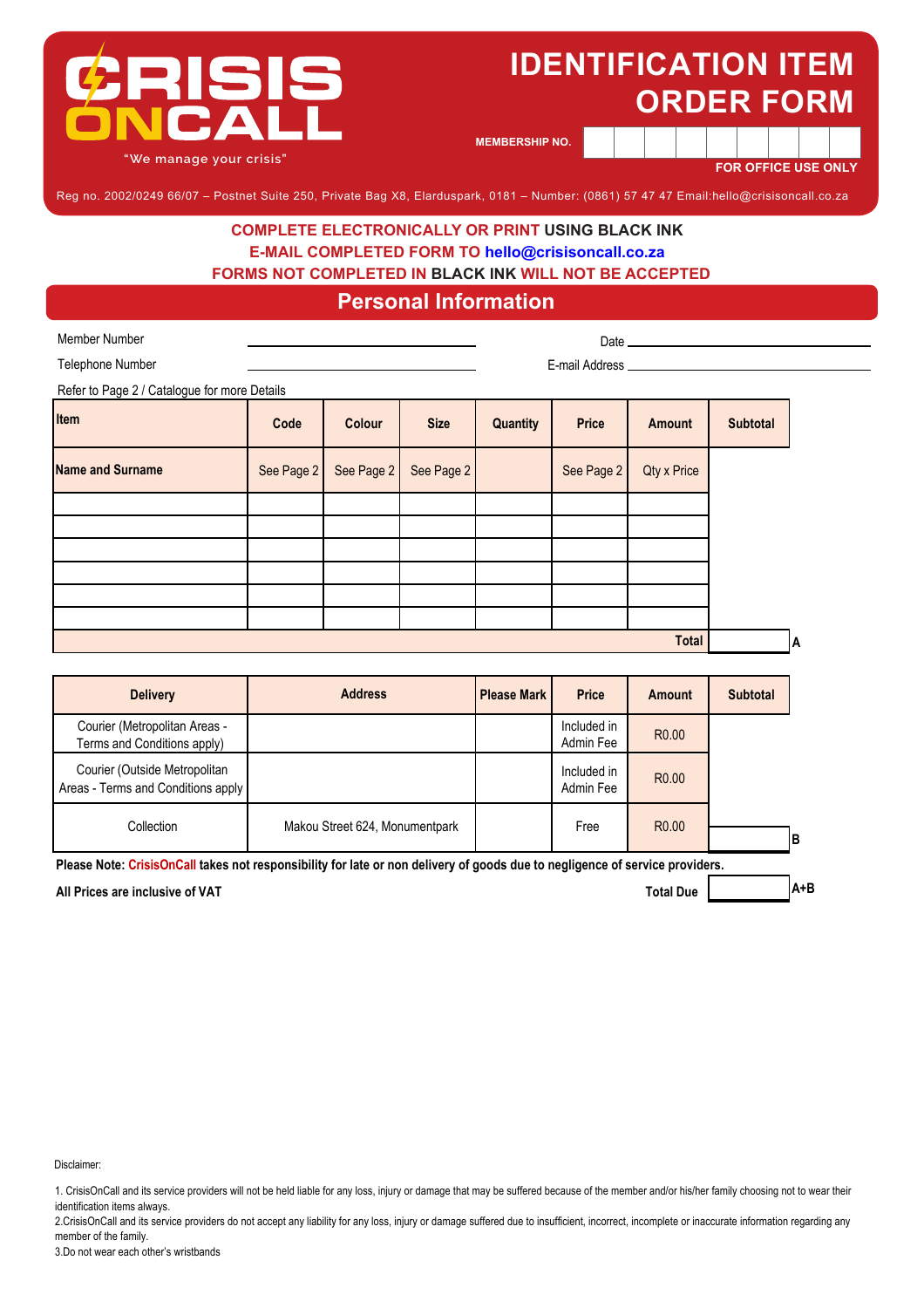# CRISIS ONCALL

"We manage your crisis"

# IDENTIFICATION ITEM ORDER FORM

MEMBERSHIP NO.

FOR OFFICE USE ONLY

Reg no. 2002/0249 66/07 – Postnet Suite 250, Private Bag X8, Elarduspark, 0181 – Number: (0861) 57 47 47 Email:hello@crisisoncall.co.za

**COMPLETE ELECTRONICALLY OR PRINT USING BLACK INK**
**E-MAIL COMPLETED FORM TO hello@crisisoncall.co.za**
**FORMS NOT COMPLETED IN BLACK INK WILL NOT BE ACCEPTED**

## Personal Information

Member Number ______________________ Date ______________________

Telephone Number ______________________ E-mail Address ______________________

Refer to Page 2 / Catalogue for more Details

| Item | Code | Colour | Size | Quantity | Price | Amount | Subtotal |
|---|---|---|---|---|---|---|---|
| Name and Surname | See Page 2 | See Page 2 | See Page 2 | | See Page 2 | Qty x Price | |
| | | | | | | | |
| | | | | | | | |
| | | | | | | | |
| | | | | | | | |
| | | | | | | | |
| | | | | | | | |
| | | | | | | **Total** | **A** |

| Delivery | Address | Please Mark | Price | Amount | Subtotal |
|---|---|---|---|---|---|
| Courier (Metropolitan Areas - Terms and Conditions apply) | | | Included in Admin Fee | R0.00 | |
| Courier (Outside Metropolitan Areas - Terms and Conditions apply | | | Included in Admin Fee | R0.00 | |
| Collection | Makou Street 624, Monumentpark | | Free | R0.00 | **B** |

**Please Note: CrisisOnCall takes not responsibility for late or non delivery of goods due to negligence of service providers.**

**All Prices are inclusive of VAT** **Total Due** ________ **A+B**

Disclaimer:

1. CrisisOnCall and its service providers will not be held liable for any loss, injury or damage that may be suffered because of the member and/or his/her family choosing not to wear their identification items always.
2.CrisisOnCall and its service providers do not accept any liability for any loss, injury or damage suffered due to insufficient, incorrect, incomplete or inaccurate information regarding any member of the family.
3.Do not wear each other's wristbands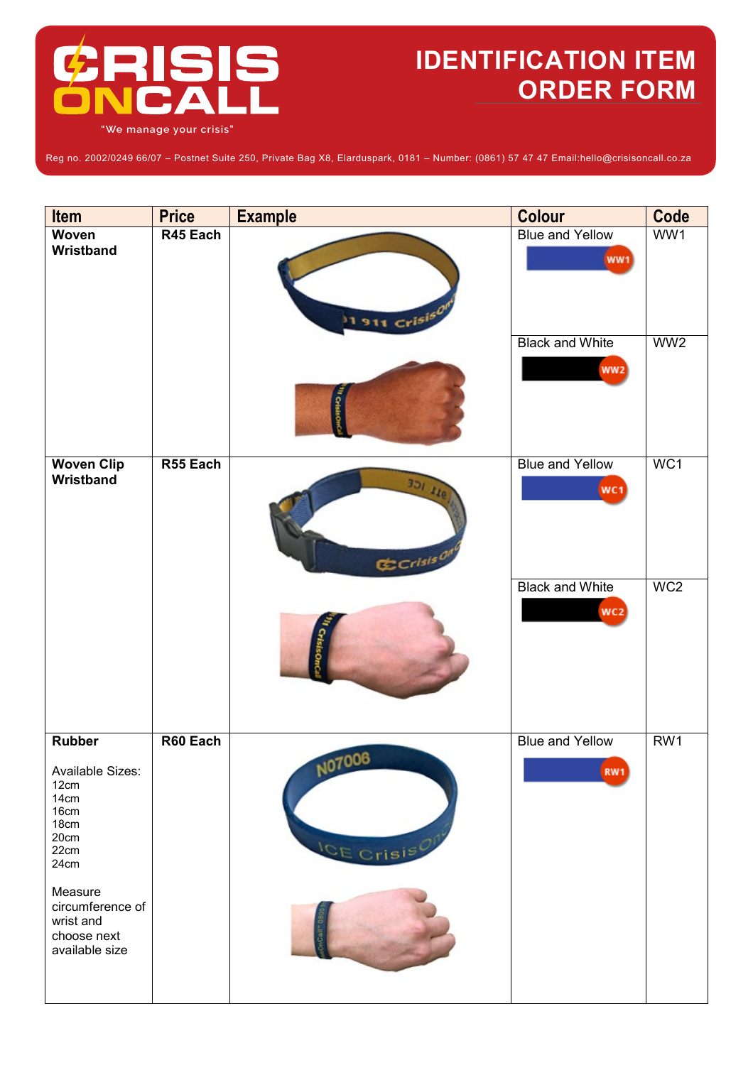# CRISIS ONCALL

"We manage your crisis"

## IDENTIFICATION ITEM ORDER FORM

Reg no. 2002/0249 66/07 – Postnet Suite 250, Private Bag X8, Elarduspark, 0181 – Number: (0861) 57 47 47 Email:hello@crisisoncall.co.za

| Item | Price | Example | Colour | Code |
|---|---|---|---|---|
| **Woven Wristband** | **R45 Each** | | Blue and Yellow | WW1 |
| | | | Black and White | WW2 |
| **Woven Clip Wristband** | **R55 Each** | | Blue and Yellow | WC1 |
| | | | Black and White | WC2 |
| **Rubber**<br><br>Available Sizes:<br>12cm<br>14cm<br>16cm<br>18cm<br>20cm<br>22cm<br>24cm<br><br>Measure circumference of wrist and choose next available size | **R60 Each** | | Blue and Yellow | RW1 |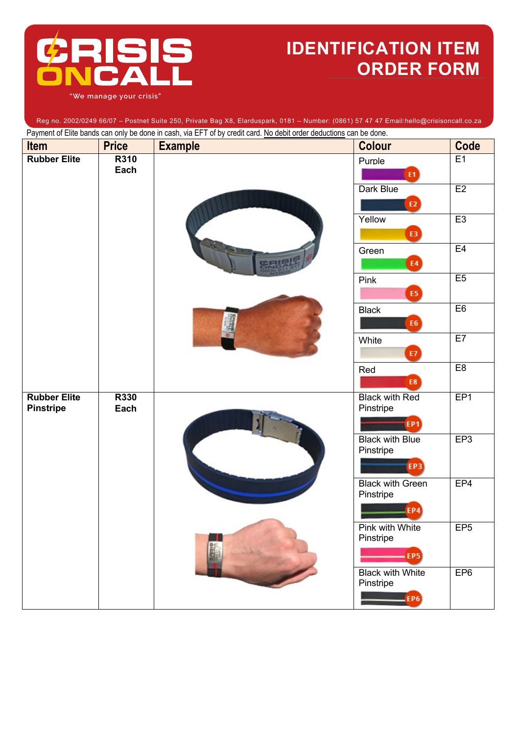# CRISIS ONCALL

"We manage your crisis"

# IDENTIFICATION ITEM ORDER FORM

Reg no. 2002/0249 66/07 – Postnet Suite 250, Private Bag X8, Elarduspark, 0181 – Number: (0861) 57 47 47 Email:hello@crisisoncall.co.za

Payment of Elite bands can only be done in cash, via EFT of by credit card. No debit order deductions can be done.

| Item | Price | Example | Colour | Code |
|---|---|---|---|---|
| **Rubber Elite** | **R310 Each** | | Purple | E1 |
| | | | Dark Blue | E2 |
| | | | Yellow | E3 |
| | | | Green | E4 |
| | | | Pink | E5 |
| | | | Black | E6 |
| | | | White | E7 |
| | | | Red | E8 |
| **Rubber Elite Pinstripe** | **R330 Each** | | Black with Red Pinstripe | EP1 |
| | | | Black with Blue Pinstripe | EP3 |
| | | | Black with Green Pinstripe | EP4 |
| | | | Pink with White Pinstripe | EP5 |
| | | | Black with White Pinstripe | EP6 |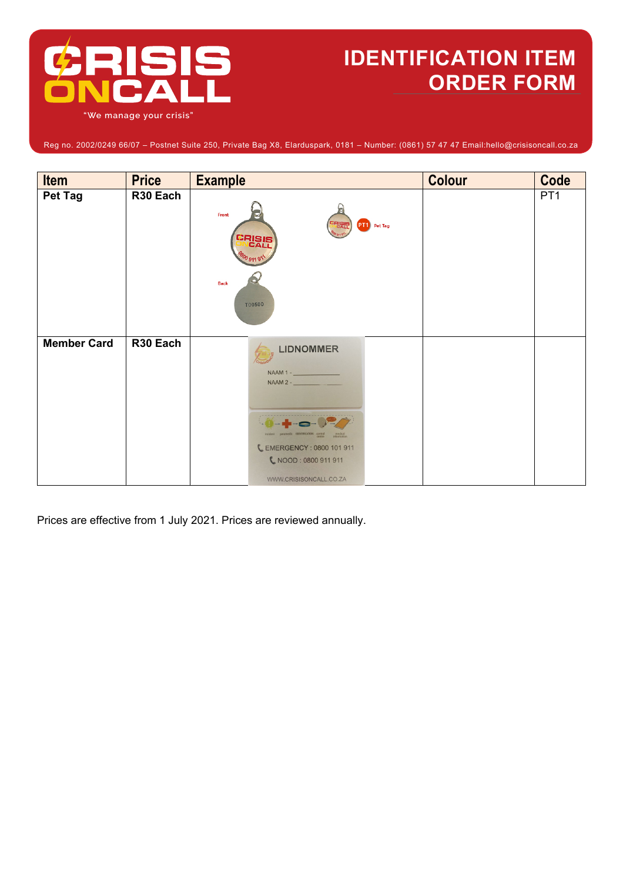# CRISIS ONCALL

"We manage your crisis"

# IDENTIFICATION ITEM ORDER FORM

Reg no. 2002/0249 66/07 – Postnet Suite 250, Private Bag X8, Elarduspark, 0181 – Number: (0861) 57 47 47 Email:hello@crisisoncall.co.za

| Item | Price | Example | Colour | Code |
|---|---|---|---|---|
| Pet Tag | R30 Each | Front CRISIS ONCALL 0800 911 911; Back T00500; PT1 Pet Tag | | PT1 |
| Member Card | R30 Each | LIDNOMMER NAAM 1 - NAAM 2 - EMERGENCY : 0800 101 911 NOOD : 0800 911 911 WWW.CRISISONCALL.CO.ZA | | |

Prices are effective from 1 July 2021. Prices are reviewed annually.